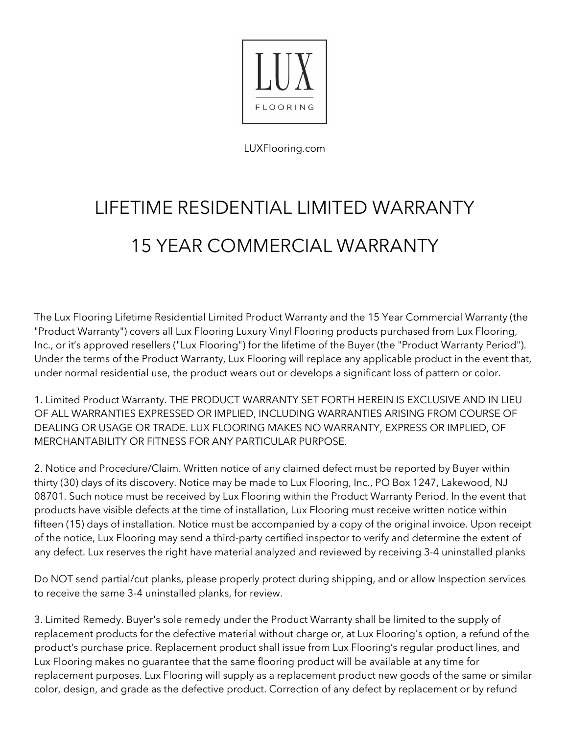LUX

FLOORING

LUXFlooring.com

# LIFETIME RESIDENTIAL LIMITED WARRANTY

# 15 YEAR COMMERCIAL WARRANTY

The Lux Flooring Lifetime Residential Limited Product Warranty and the 15 Year Commercial Warranty (the "Product Warranty") covers all Lux Flooring Luxury Vinyl Flooring products purchased from Lux Flooring, Inc., or it's approved resellers ("Lux Flooring") for the lifetime of the Buyer (the "Product Warranty Period"). Under the terms of the Product Warranty, Lux Flooring will replace any applicable product in the event that, under normal residential use, the product wears out or develops a significant loss of pattern or color.

1. Limited Product Warranty. THE PRODUCT WARRANTY SET FORTH HEREIN IS EXCLUSIVE AND IN LIEU OF ALL WARRANTIES EXPRESSED OR IMPLIED, INCLUDING WARRANTIES ARISING FROM COURSE OF DEALING OR USAGE OR TRADE. LUX FLOORING MAKES NO WARRANTY, EXPRESS OR IMPLIED, OF MERCHANTABILITY OR FITNESS FOR ANY PARTICULAR PURPOSE.

2. Notice and Procedure/Claim. Written notice of any claimed defect must be reported by Buyer within thirty (30) days of its discovery. Notice may be made to Lux Flooring, Inc., PO Box 1247, Lakewood, NJ 08701. Such notice must be received by Lux Flooring within the Product Warranty Period. In the event that products have visible defects at the time of installation, Lux Flooring must receive written notice within fifteen (15) days of installation. Notice must be accompanied by a copy of the original invoice. Upon receipt of the notice, Lux Flooring may send a third-party certified inspector to verify and determine the extent of any defect. Lux reserves the right have material analyzed and reviewed by receiving 3-4 uninstalled planks

Do NOT send partial/cut planks, please properly protect during shipping, and or allow Inspection services to receive the same 3-4 uninstalled planks, for review.

3. Limited Remedy. Buyer's sole remedy under the Product Warranty shall be limited to the supply of replacement products for the defective material without charge or, at Lux Flooring's option, a refund of the product's purchase price. Replacement product shall issue from Lux Flooring's regular product lines, and Lux Flooring makes no guarantee that the same flooring product will be available at any time for replacement purposes. Lux Flooring will supply as a replacement product new goods of the same or similar color, design, and grade as the defective product. Correction of any defect by replacement or by refund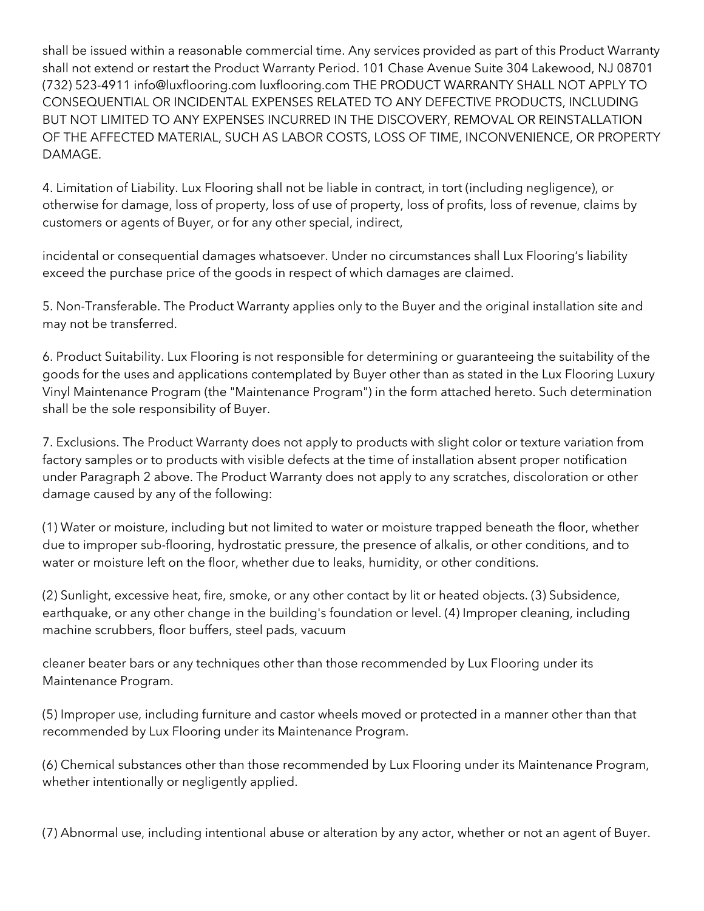shall be issued within a reasonable commercial time. Any services provided as part of this Product Warranty shall not extend or restart the Product Warranty Period. 101 Chase Avenue Suite 304 Lakewood, NJ 08701 (732) 523-4911 info@luxflooring.com luxflooring.com THE PRODUCT WARRANTY SHALL NOT APPLY TO CONSEQUENTIAL OR INCIDENTAL EXPENSES RELATED TO ANY DEFECTIVE PRODUCTS, INCLUDING BUT NOT LIMITED TO ANY EXPENSES INCURRED IN THE DISCOVERY, REMOVAL OR REINSTALLATION OF THE AFFECTED MATERIAL, SUCH AS LABOR COSTS, LOSS OF TIME, INCONVENIENCE, OR PROPERTY DAMAGE.

4. Limitation of Liability. Lux Flooring shall not be liable in contract, in tort (including negligence), or otherwise for damage, loss of property, loss of use of property, loss of profits, loss of revenue, claims by customers or agents of Buyer, or for any other special, indirect,

incidental or consequential damages whatsoever. Under no circumstances shall Lux Flooring's liability exceed the purchase price of the goods in respect of which damages are claimed.

5. Non-Transferable. The Product Warranty applies only to the Buyer and the original installation site and may not be transferred.

6. Product Suitability. Lux Flooring is not responsible for determining or guaranteeing the suitability of the goods for the uses and applications contemplated by Buyer other than as stated in the Lux Flooring Luxury Vinyl Maintenance Program (the "Maintenance Program") in the form attached hereto. Such determination shall be the sole responsibility of Buyer.

7. Exclusions. The Product Warranty does not apply to products with slight color or texture variation from factory samples or to products with visible defects at the time of installation absent proper notification under Paragraph 2 above. The Product Warranty does not apply to any scratches, discoloration or other damage caused by any of the following:

(1) Water or moisture, including but not limited to water or moisture trapped beneath the floor, whether due to improper sub-flooring, hydrostatic pressure, the presence of alkalis, or other conditions, and to water or moisture left on the floor, whether due to leaks, humidity, or other conditions.

(2) Sunlight, excessive heat, fire, smoke, or any other contact by lit or heated objects. (3) Subsidence, earthquake, or any other change in the building's foundation or level. (4) Improper cleaning, including machine scrubbers, floor buffers, steel pads, vacuum

cleaner beater bars or any techniques other than those recommended by Lux Flooring under its Maintenance Program.

(5) Improper use, including furniture and castor wheels moved or protected in a manner other than that recommended by Lux Flooring under its Maintenance Program.

(6) Chemical substances other than those recommended by Lux Flooring under its Maintenance Program, whether intentionally or negligently applied.

(7) Abnormal use, including intentional abuse or alteration by any actor, whether or not an agent of Buyer.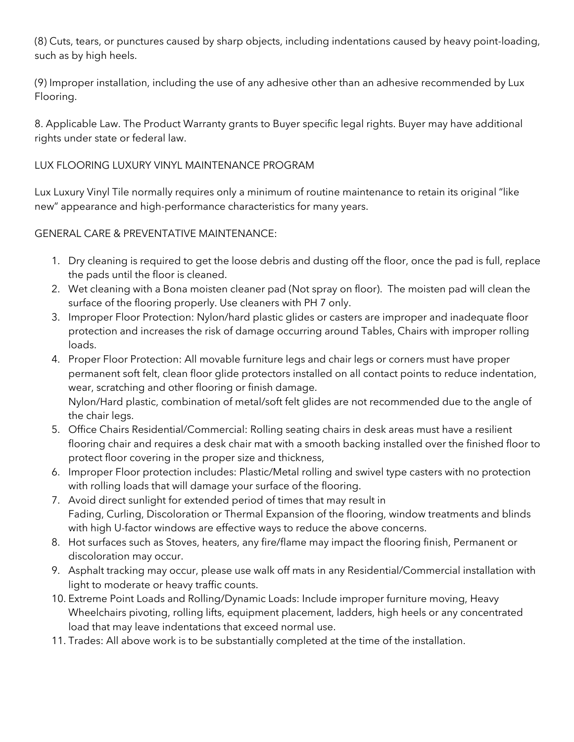(8) Cuts, tears, or punctures caused by sharp objects, including indentations caused by heavy point-loading, such as by high heels.

(9) Improper installation, including the use of any adhesive other than an adhesive recommended by Lux Flooring.

8. Applicable Law. The Product Warranty grants to Buyer specific legal rights. Buyer may have additional rights under state or federal law.

LUX FLOORING LUXURY VINYL MAINTENANCE PROGRAM

Lux Luxury Vinyl Tile normally requires only a minimum of routine maintenance to retain its original "like new" appearance and high-performance characteristics for many years.

GENERAL CARE & PREVENTATIVE MAINTENANCE:

1. Dry cleaning is required to get the loose debris and dusting off the floor, once the pad is full, replace the pads until the floor is cleaned.
2. Wet cleaning with a Bona moisten cleaner pad (Not spray on floor). The moisten pad will clean the surface of the flooring properly. Use cleaners with PH 7 only.
3. Improper Floor Protection: Nylon/hard plastic glides or casters are improper and inadequate floor protection and increases the risk of damage occurring around Tables, Chairs with improper rolling loads.
4. Proper Floor Protection: All movable furniture legs and chair legs or corners must have proper permanent soft felt, clean floor glide protectors installed on all contact points to reduce indentation, wear, scratching and other flooring or finish damage.
   Nylon/Hard plastic, combination of metal/soft felt glides are not recommended due to the angle of the chair legs.
5. Office Chairs Residential/Commercial: Rolling seating chairs in desk areas must have a resilient flooring chair and requires a desk chair mat with a smooth backing installed over the finished floor to protect floor covering in the proper size and thickness,
6. Improper Floor protection includes: Plastic/Metal rolling and swivel type casters with no protection with rolling loads that will damage your surface of the flooring.
7. Avoid direct sunlight for extended period of times that may result in
   Fading, Curling, Discoloration or Thermal Expansion of the flooring, window treatments and blinds with high U-factor windows are effective ways to reduce the above concerns.
8. Hot surfaces such as Stoves, heaters, any fire/flame may impact the flooring finish, Permanent or discoloration may occur.
9. Asphalt tracking may occur, please use walk off mats in any Residential/Commercial installation with light to moderate or heavy traffic counts.
10. Extreme Point Loads and Rolling/Dynamic Loads: Include improper furniture moving, Heavy Wheelchairs pivoting, rolling lifts, equipment placement, ladders, high heels or any concentrated load that may leave indentations that exceed normal use.
11. Trades: All above work is to be substantially completed at the time of the installation.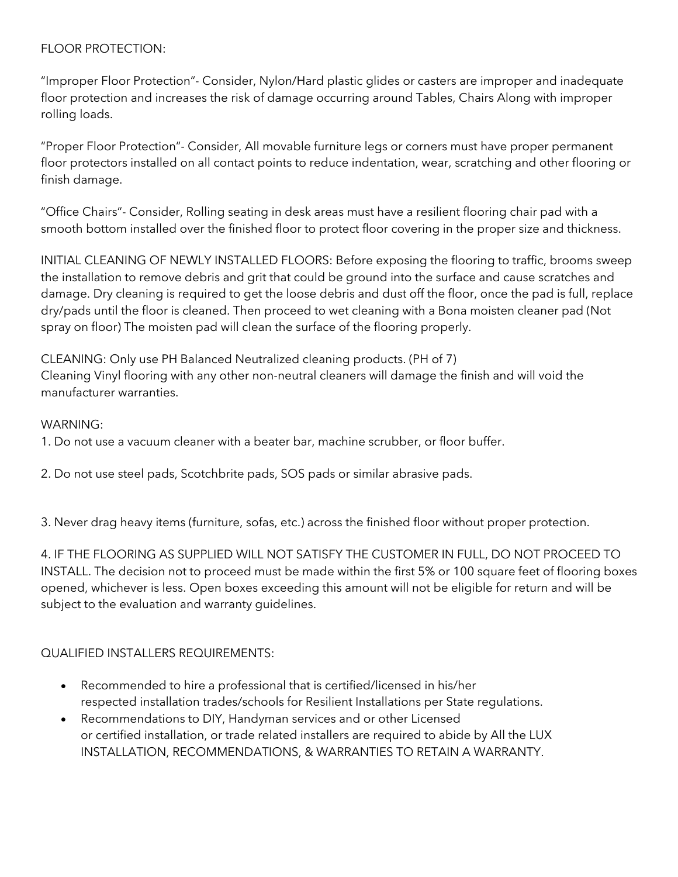FLOOR PROTECTION:

"Improper Floor Protection"- Consider, Nylon/Hard plastic glides or casters are improper and inadequate floor protection and increases the risk of damage occurring around Tables, Chairs Along with improper rolling loads.

"Proper Floor Protection"- Consider, All movable furniture legs or corners must have proper permanent floor protectors installed on all contact points to reduce indentation, wear, scratching and other flooring or finish damage.

"Office Chairs"- Consider, Rolling seating in desk areas must have a resilient flooring chair pad with a smooth bottom installed over the finished floor to protect floor covering in the proper size and thickness.

INITIAL CLEANING OF NEWLY INSTALLED FLOORS: Before exposing the flooring to traffic, brooms sweep the installation to remove debris and grit that could be ground into the surface and cause scratches and damage. Dry cleaning is required to get the loose debris and dust off the floor, once the pad is full, replace dry/pads until the floor is cleaned. Then proceed to wet cleaning with a Bona moisten cleaner pad (Not spray on floor) The moisten pad will clean the surface of the flooring properly.

CLEANING: Only use PH Balanced Neutralized cleaning products. (PH of 7)
Cleaning Vinyl flooring with any other non-neutral cleaners will damage the finish and will void the manufacturer warranties.

WARNING:

1. Do not use a vacuum cleaner with a beater bar, machine scrubber, or floor buffer.

2. Do not use steel pads, Scotchbrite pads, SOS pads or similar abrasive pads.

3. Never drag heavy items (furniture, sofas, etc.) across the finished floor without proper protection.

4. IF THE FLOORING AS SUPPLIED WILL NOT SATISFY THE CUSTOMER IN FULL, DO NOT PROCEED TO INSTALL. The decision not to proceed must be made within the first 5% or 100 square feet of flooring boxes opened, whichever is less. Open boxes exceeding this amount will not be eligible for return and will be subject to the evaluation and warranty guidelines.

QUALIFIED INSTALLERS REQUIREMENTS:

- Recommended to hire a professional that is certified/licensed in his/her respected installation trades/schools for Resilient Installations per State regulations.
- Recommendations to DIY, Handyman services and or other Licensed or certified installation, or trade related installers are required to abide by All the LUX INSTALLATION, RECOMMENDATIONS, & WARRANTIES TO RETAIN A WARRANTY.